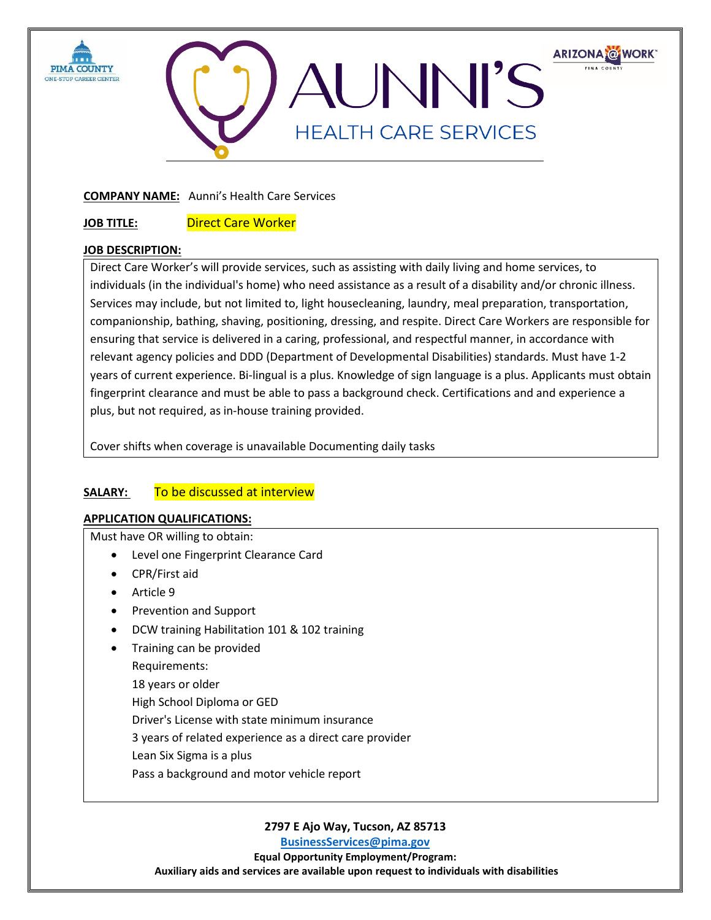PIMA COUNTY ONE-STOP CAREER CENTER

# AUNNI'S HEALTH CARE SERVICES

ARIZONA@WORK PIMA COUNTY

**COMPANY NAME:** Aunni's Health Care Services

**JOB TITLE:** Direct Care Worker

**JOB DESCRIPTION:**

Direct Care Worker's will provide services, such as assisting with daily living and home services, to individuals (in the individual's home) who need assistance as a result of a disability and/or chronic illness. Services may include, but not limited to, light housecleaning, laundry, meal preparation, transportation, companionship, bathing, shaving, positioning, dressing, and respite. Direct Care Workers are responsible for ensuring that service is delivered in a caring, professional, and respectful manner, in accordance with relevant agency policies and DDD (Department of Developmental Disabilities) standards. Must have 1-2 years of current experience. Bi-lingual is a plus. Knowledge of sign language is a plus. Applicants must obtain fingerprint clearance and must be able to pass a background check. Certifications and and experience a plus, but not required, as in-house training provided.

Cover shifts when coverage is unavailable Documenting daily tasks

**SALARY:** To be discussed at interview

**APPLICATION QUALIFICATIONS:**

Must have OR willing to obtain:

- Level one Fingerprint Clearance Card
- CPR/First aid
- Article 9
- Prevention and Support
- DCW training Habilitation 101 & 102 training
- Training can be provided

  Requirements:

  18 years or older

  High School Diploma or GED

  Driver's License with state minimum insurance

  3 years of related experience as a direct care provider

  Lean Six Sigma is a plus

  Pass a background and motor vehicle report

**2797 E Ajo Way, Tucson, AZ 85713**

**BusinessServices@pima.gov**

**Equal Opportunity Employment/Program:**

**Auxiliary aids and services are available upon request to individuals with disabilities**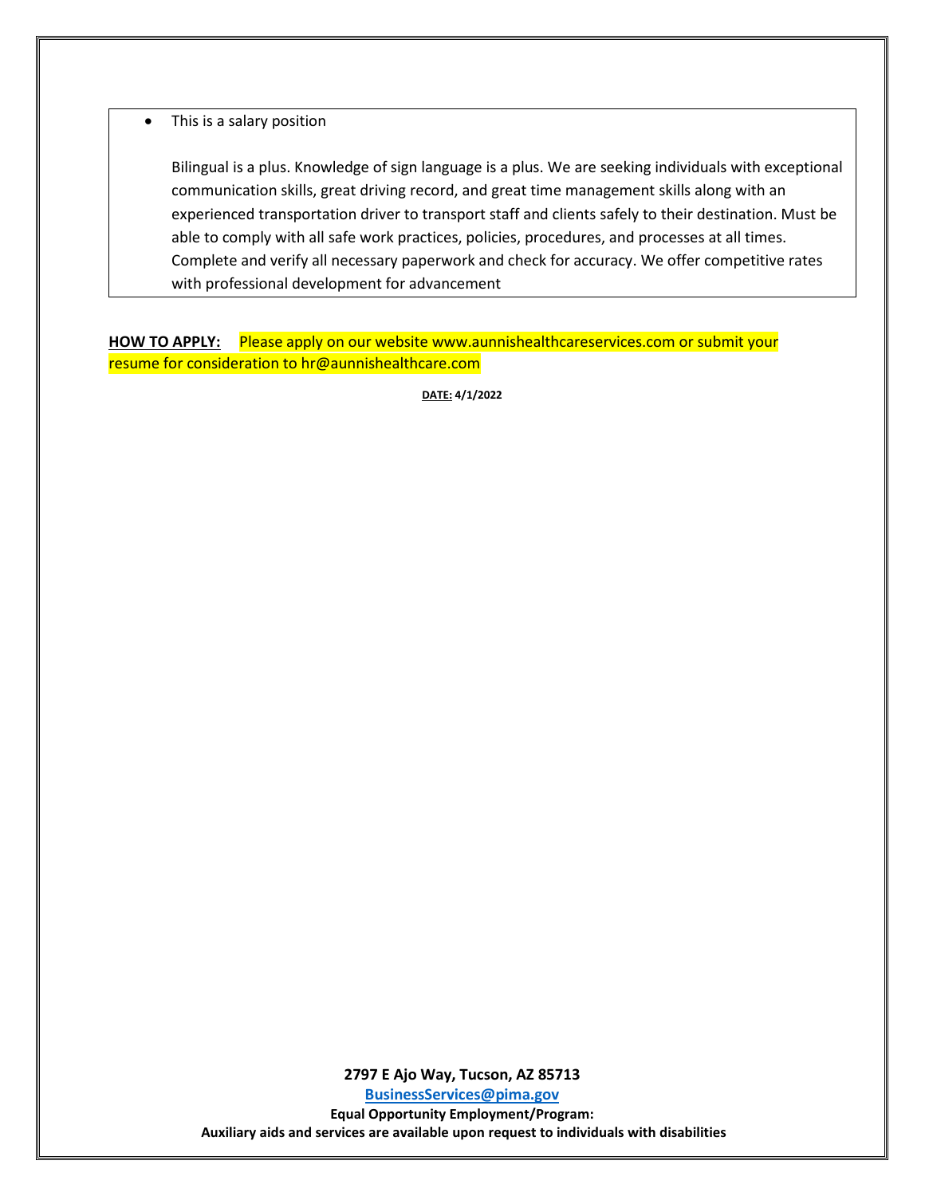- This is a salary position

  Bilingual is a plus. Knowledge of sign language is a plus. We are seeking individuals with exceptional communication skills, great driving record, and great time management skills along with an experienced transportation driver to transport staff and clients safely to their destination. Must be able to comply with all safe work practices, policies, procedures, and processes at all times. Complete and verify all necessary paperwork and check for accuracy. We offer competitive rates with professional development for advancement

**HOW TO APPLY:** Please apply on our website www.aunnishealthcareservices.com or submit your resume for consideration to hr@aunnishealthcare.com

**DATE: 4/1/2022**

**2797 E Ajo Way, Tucson, AZ 85713**

**BusinessServices@pima.gov**

**Equal Opportunity Employment/Program:**

**Auxiliary aids and services are available upon request to individuals with disabilities**